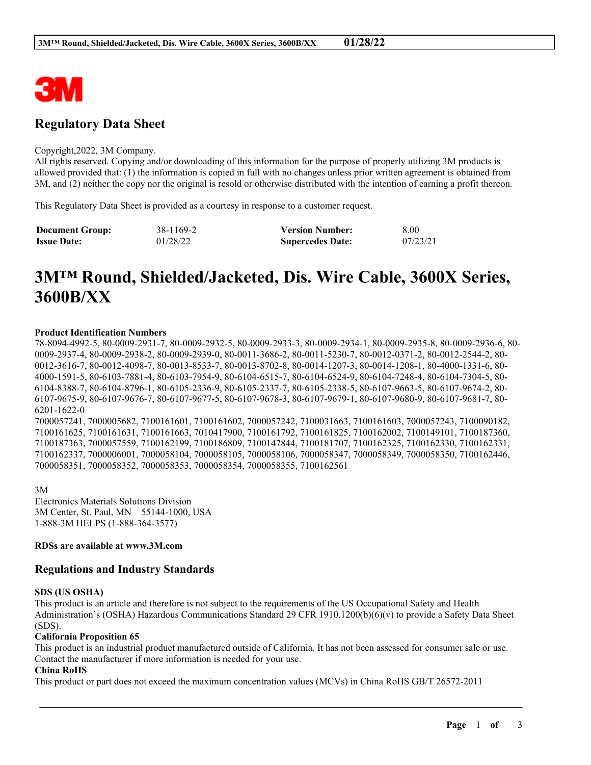## Regulatory Data Sheet

Copyright,2022, 3M Company.
All rights reserved. Copying and/or downloading of this information for the purpose of properly utilizing 3M products is allowed provided that: (1) the information is copied in full with no changes unless prior written agreement is obtained from 3M, and (2) neither the copy nor the original is resold or otherwise distributed with the intention of earning a profit thereon.

This Regulatory Data Sheet is provided as a courtesy in response to a customer request.

| **Document Group:** | 38-1169-2 | **Version Number:** | 8.00 |
|---|---|---|---|
| **Issue Date:** | 01/28/22 | **Supercedes Date:** | 07/23/21 |

# 3M™ Round, Shielded/Jacketed, Dis. Wire Cable, 3600X Series, 3600B/XX

**Product Identification Numbers**
78-8094-4992-5, 80-0009-2931-7, 80-0009-2932-5, 80-0009-2933-3, 80-0009-2934-1, 80-0009-2935-8, 80-0009-2936-6, 80-0009-2937-4, 80-0009-2938-2, 80-0009-2939-0, 80-0011-3686-2, 80-0011-5230-7, 80-0012-0371-2, 80-0012-2544-2, 80-0012-3616-7, 80-0012-4098-7, 80-0013-8533-7, 80-0013-8702-8, 80-0014-1207-3, 80-0014-1208-1, 80-4000-1331-6, 80-4000-1591-5, 80-6103-7881-4, 80-6103-7954-9, 80-6104-6515-7, 80-6104-6524-9, 80-6104-7248-4, 80-6104-7304-5, 80-6104-8388-7, 80-6104-8796-1, 80-6105-2336-9, 80-6105-2337-7, 80-6105-2338-5, 80-6107-9663-5, 80-6107-9674-2, 80-6107-9675-9, 80-6107-9676-7, 80-6107-9677-5, 80-6107-9678-3, 80-6107-9679-1, 80-6107-9680-9, 80-6107-9681-7, 80-6201-1622-0
7000057241, 7000005682, 7100161601, 7100161602, 7000057242, 7100031663, 7100161603, 7000057243, 7100090182, 7100161625, 7100161631, 7100161663, 7010417900, 7100161792, 7100161825, 7100162002, 7100149101, 7100187360, 7100187363, 7000057559, 7100162199, 7100186809, 7100147844, 7100181707, 7100162325, 7100162330, 7100162331, 7100162337, 7000006001, 7000058104, 7000058105, 7000058106, 7000058347, 7000058349, 7000058350, 7100162446, 7000058351, 7000058352, 7000058353, 7000058354, 7000058355, 7100162561

3M
Electronics Materials Solutions Division
3M Center, St. Paul, MN 55144-1000, USA
1-888-3M HELPS (1-888-364-3577)

**RDSs are available at www.3M.com**

## Regulations and Industry Standards

**SDS (US OSHA)**
This product is an article and therefore is not subject to the requirements of the US Occupational Safety and Health Administration's (OSHA) Hazardous Communications Standard 29 CFR 1910.1200(b)(6)(v) to provide a Safety Data Sheet (SDS).

**California Proposition 65**
This product is an industrial product manufactured outside of California. It has not been assessed for consumer sale or use. Contact the manufacturer if more information is needed for your use.

**China RoHS**
This product or part does not exceed the maximum concentration values (MCVs) in China RoHS GB/T 26572-2011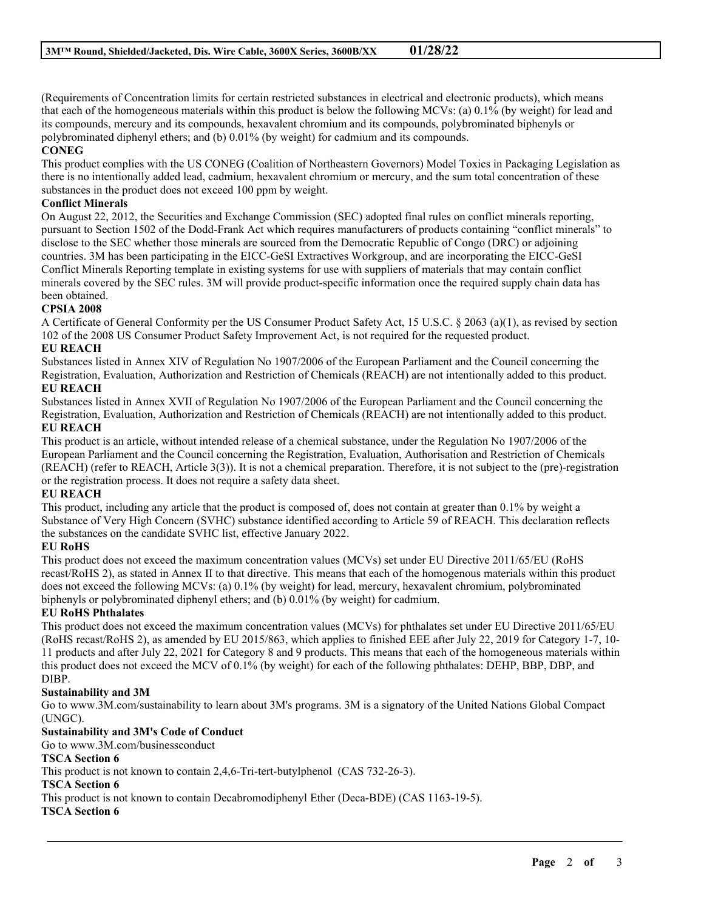(Requirements of Concentration limits for certain restricted substances in electrical and electronic products), which means that each of the homogeneous materials within this product is below the following MCVs: (a) 0.1% (by weight) for lead and its compounds, mercury and its compounds, hexavalent chromium and its compounds, polybrominated biphenyls or polybrominated diphenyl ethers; and (b) 0.01% (by weight) for cadmium and its compounds.

**CONEG**

This product complies with the US CONEG (Coalition of Northeastern Governors) Model Toxics in Packaging Legislation as there is no intentionally added lead, cadmium, hexavalent chromium or mercury, and the sum total concentration of these substances in the product does not exceed 100 ppm by weight.

**Conflict Minerals**

On August 22, 2012, the Securities and Exchange Commission (SEC) adopted final rules on conflict minerals reporting, pursuant to Section 1502 of the Dodd-Frank Act which requires manufacturers of products containing "conflict minerals" to disclose to the SEC whether those minerals are sourced from the Democratic Republic of Congo (DRC) or adjoining countries. 3M has been participating in the EICC-GeSI Extractives Workgroup, and are incorporating the EICC-GeSI Conflict Minerals Reporting template in existing systems for use with suppliers of materials that may contain conflict minerals covered by the SEC rules. 3M will provide product-specific information once the required supply chain data has been obtained.

**CPSIA 2008**

A Certificate of General Conformity per the US Consumer Product Safety Act, 15 U.S.C. § 2063 (a)(1), as revised by section 102 of the 2008 US Consumer Product Safety Improvement Act, is not required for the requested product.

**EU REACH**

Substances listed in Annex XIV of Regulation No 1907/2006 of the European Parliament and the Council concerning the Registration, Evaluation, Authorization and Restriction of Chemicals (REACH) are not intentionally added to this product.

**EU REACH**

Substances listed in Annex XVII of Regulation No 1907/2006 of the European Parliament and the Council concerning the Registration, Evaluation, Authorization and Restriction of Chemicals (REACH) are not intentionally added to this product.

**EU REACH**

This product is an article, without intended release of a chemical substance, under the Regulation No 1907/2006 of the European Parliament and the Council concerning the Registration, Evaluation, Authorisation and Restriction of Chemicals (REACH) (refer to REACH, Article 3(3)). It is not a chemical preparation. Therefore, it is not subject to the (pre)-registration or the registration process. It does not require a safety data sheet.

**EU REACH**

This product, including any article that the product is composed of, does not contain at greater than 0.1% by weight a Substance of Very High Concern (SVHC) substance identified according to Article 59 of REACH. This declaration reflects the substances on the candidate SVHC list, effective January 2022.

**EU RoHS**

This product does not exceed the maximum concentration values (MCVs) set under EU Directive 2011/65/EU (RoHS recast/RoHS 2), as stated in Annex II to that directive. This means that each of the homogenous materials within this product does not exceed the following MCVs: (a) 0.1% (by weight) for lead, mercury, hexavalent chromium, polybrominated biphenyls or polybrominated diphenyl ethers; and (b) 0.01% (by weight) for cadmium.

**EU RoHS Phthalates**

This product does not exceed the maximum concentration values (MCVs) for phthalates set under EU Directive 2011/65/EU (RoHS recast/RoHS 2), as amended by EU 2015/863, which applies to finished EEE after July 22, 2019 for Category 1-7, 10-11 products and after July 22, 2021 for Category 8 and 9 products. This means that each of the homogeneous materials within this product does not exceed the MCV of 0.1% (by weight) for each of the following phthalates: DEHP, BBP, DBP, and DIBP.

**Sustainability and 3M**

Go to www.3M.com/sustainability to learn about 3M's programs. 3M is a signatory of the United Nations Global Compact (UNGC).

**Sustainability and 3M's Code of Conduct**

Go to www.3M.com/businessconduct

**TSCA Section 6**

This product is not known to contain 2,4,6-Tri-tert-butylphenol (CAS 732-26-3).

**TSCA Section 6**

This product is not known to contain Decabromodiphenyl Ether (Deca-BDE) (CAS 1163-19-5).

**TSCA Section 6**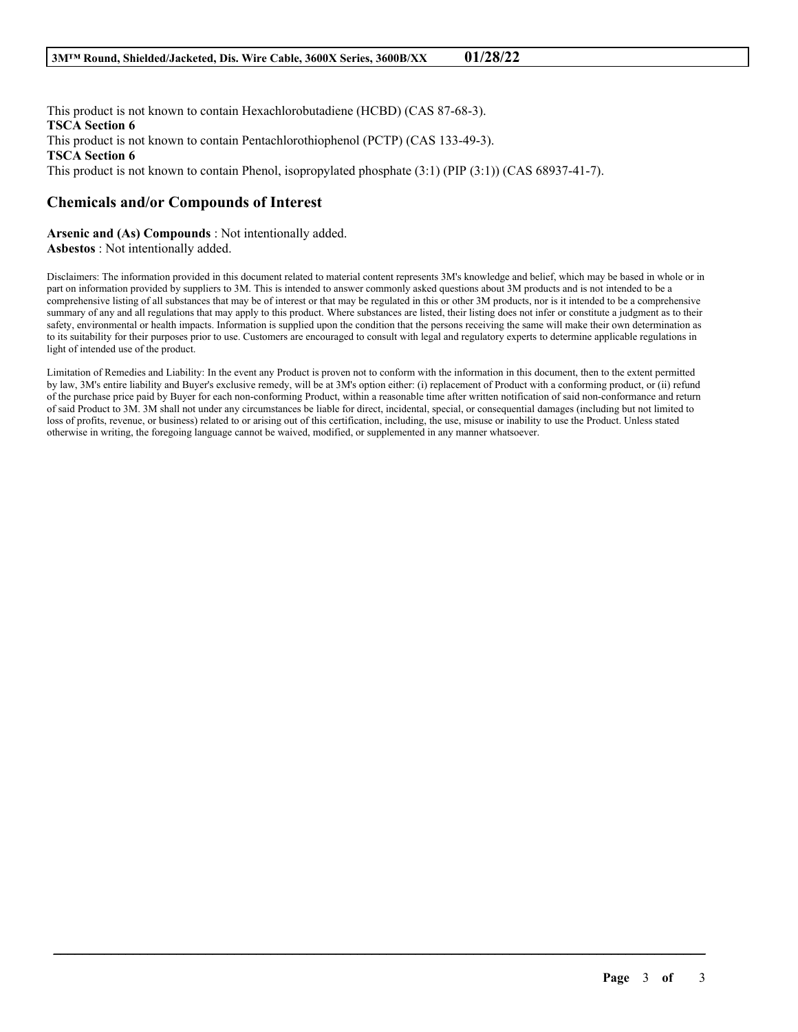This product is not known to contain Hexachlorobutadiene (HCBD) (CAS 87-68-3).

**TSCA Section 6**

This product is not known to contain Pentachlorothiophenol (PCTP) (CAS 133-49-3).

**TSCA Section 6**

This product is not known to contain Phenol, isopropylated phosphate (3:1) (PIP (3:1)) (CAS 68937-41-7).

## Chemicals and/or Compounds of Interest

**Arsenic and (As) Compounds** : Not intentionally added.
**Asbestos** : Not intentionally added.

Disclaimers: The information provided in this document related to material content represents 3M's knowledge and belief, which may be based in whole or in part on information provided by suppliers to 3M. This is intended to answer commonly asked questions about 3M products and is not intended to be a comprehensive listing of all substances that may be of interest or that may be regulated in this or other 3M products, nor is it intended to be a comprehensive summary of any and all regulations that may apply to this product. Where substances are listed, their listing does not infer or constitute a judgment as to their safety, environmental or health impacts. Information is supplied upon the condition that the persons receiving the same will make their own determination as to its suitability for their purposes prior to use. Customers are encouraged to consult with legal and regulatory experts to determine applicable regulations in light of intended use of the product.

Limitation of Remedies and Liability: In the event any Product is proven not to conform with the information in this document, then to the extent permitted by law, 3M's entire liability and Buyer's exclusive remedy, will be at 3M's option either: (i) replacement of Product with a conforming product, or (ii) refund of the purchase price paid by Buyer for each non-conforming Product, within a reasonable time after written notification of said non-conformance and return of said Product to 3M. 3M shall not under any circumstances be liable for direct, incidental, special, or consequential damages (including but not limited to loss of profits, revenue, or business) related to or arising out of this certification, including, the use, misuse or inability to use the Product. Unless stated otherwise in writing, the foregoing language cannot be waived, modified, or supplemented in any manner whatsoever.